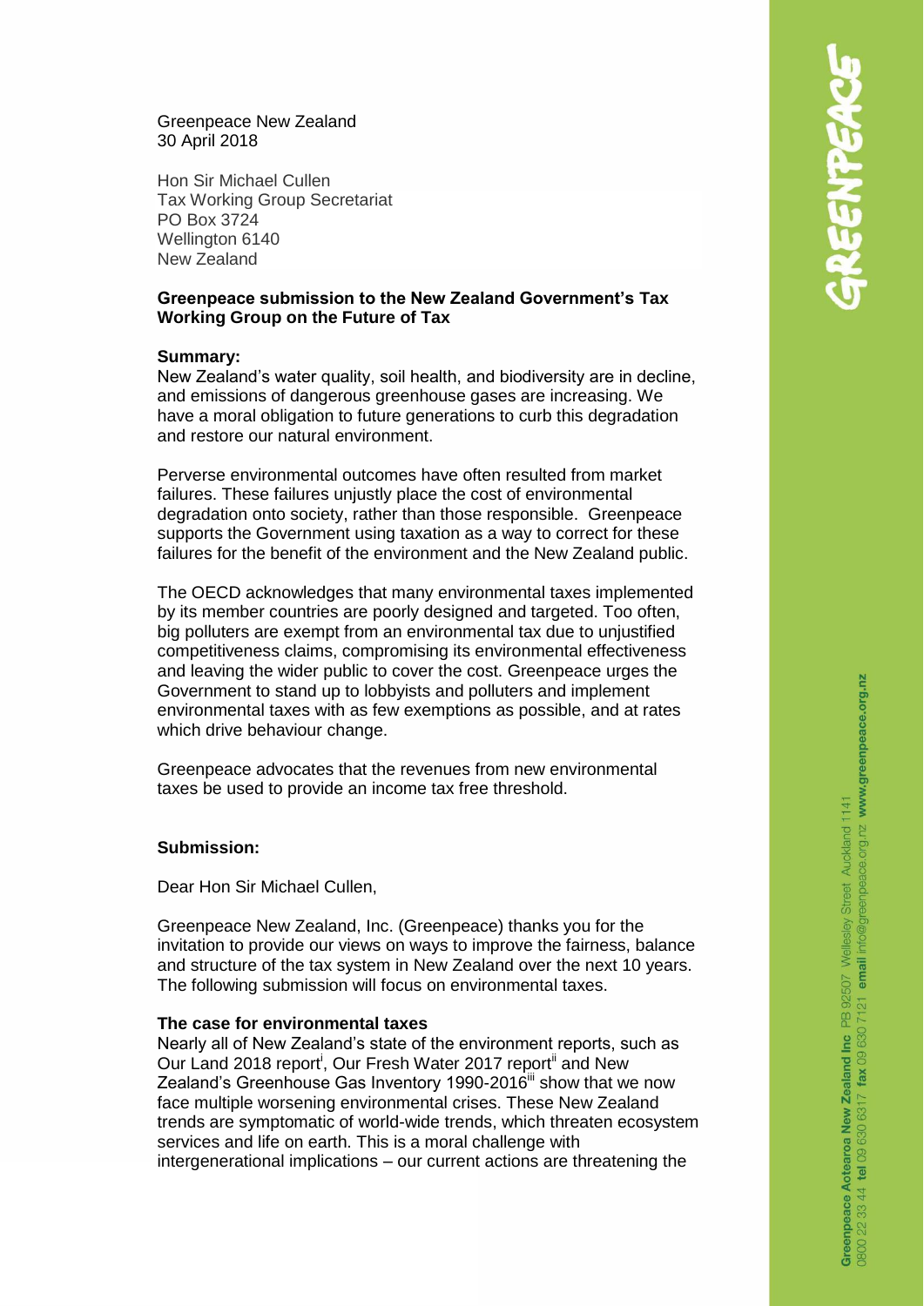Greenpeace New Zealand
30 April 2018

Hon Sir Michael Cullen
Tax Working Group Secretariat
PO Box 3724
Wellington 6140
New Zealand

**Greenpeace submission to the New Zealand Government's Tax Working Group on the Future of Tax**

**Summary:**

New Zealand's water quality, soil health, and biodiversity are in decline, and emissions of dangerous greenhouse gases are increasing. We have a moral obligation to future generations to curb this degradation and restore our natural environment.

Perverse environmental outcomes have often resulted from market failures. These failures unjustly place the cost of environmental degradation onto society, rather than those responsible. Greenpeace supports the Government using taxation as a way to correct for these failures for the benefit of the environment and the New Zealand public.

The OECD acknowledges that many environmental taxes implemented by its member countries are poorly designed and targeted. Too often, big polluters are exempt from an environmental tax due to unjustified competitiveness claims, compromising its environmental effectiveness and leaving the wider public to cover the cost. Greenpeace urges the Government to stand up to lobbyists and polluters and implement environmental taxes with as few exemptions as possible, and at rates which drive behaviour change.

Greenpeace advocates that the revenues from new environmental taxes be used to provide an income tax free threshold.

**Submission:**

Dear Hon Sir Michael Cullen,

Greenpeace New Zealand, Inc. (Greenpeace) thanks you for the invitation to provide our views on ways to improve the fairness, balance and structure of the tax system in New Zealand over the next 10 years. The following submission will focus on environmental taxes.

**The case for environmental taxes**

Nearly all of New Zealand's state of the environment reports, such as Our Land 2018 report[i], Our Fresh Water 2017 report[ii] and New Zealand's Greenhouse Gas Inventory 1990-2016[iii] show that we now face multiple worsening environmental crises. These New Zealand trends are symptomatic of world-wide trends, which threaten ecosystem services and life on earth. This is a moral challenge with intergenerational implications – our current actions are threatening the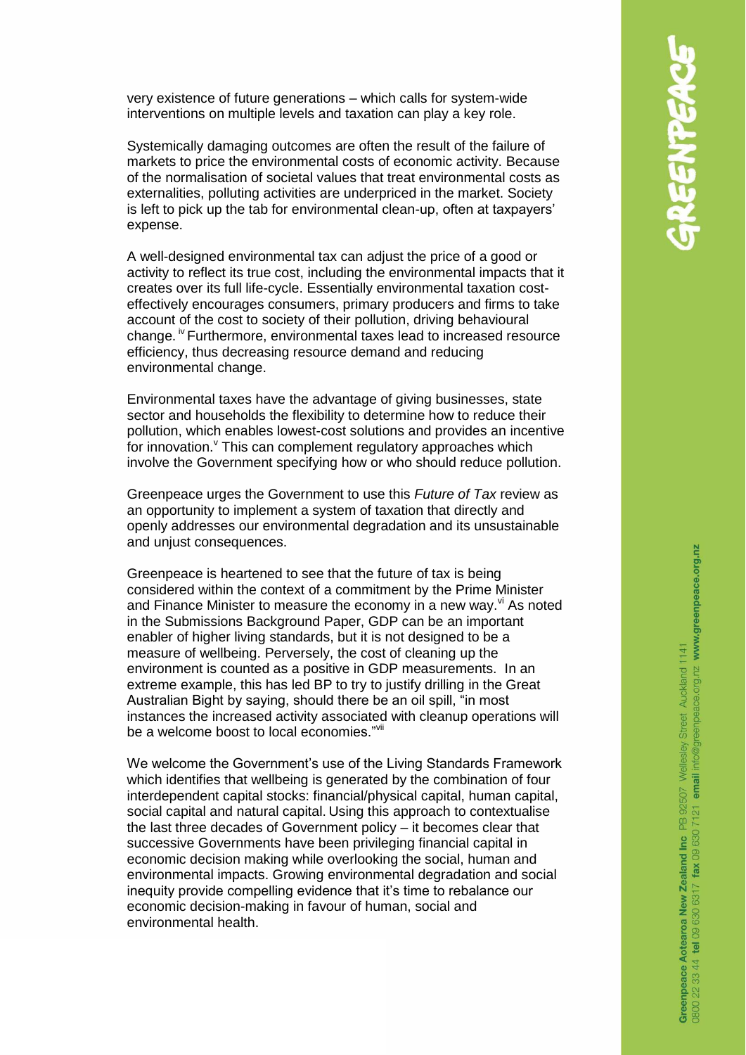very existence of future generations – which calls for system-wide interventions on multiple levels and taxation can play a key role.

Systemically damaging outcomes are often the result of the failure of markets to price the environmental costs of economic activity. Because of the normalisation of societal values that treat environmental costs as externalities, polluting activities are underpriced in the market. Society is left to pick up the tab for environmental clean-up, often at taxpayers' expense.

A well-designed environmental tax can adjust the price of a good or activity to reflect its true cost, including the environmental impacts that it creates over its full life-cycle. Essentially environmental taxation cost-effectively encourages consumers, primary producers and firms to take account of the cost to society of their pollution, driving behavioural change. [iv] Furthermore, environmental taxes lead to increased resource efficiency, thus decreasing resource demand and reducing environmental change.

Environmental taxes have the advantage of giving businesses, state sector and households the flexibility to determine how to reduce their pollution, which enables lowest-cost solutions and provides an incentive for innovation.[v] This can complement regulatory approaches which involve the Government specifying how or who should reduce pollution.

Greenpeace urges the Government to use this *Future of Tax* review as an opportunity to implement a system of taxation that directly and openly addresses our environmental degradation and its unsustainable and unjust consequences.

Greenpeace is heartened to see that the future of tax is being considered within the context of a commitment by the Prime Minister and Finance Minister to measure the economy in a new way.[vi] As noted in the Submissions Background Paper, GDP can be an important enabler of higher living standards, but it is not designed to be a measure of wellbeing. Perversely, the cost of cleaning up the environment is counted as a positive in GDP measurements. In an extreme example, this has led BP to try to justify drilling in the Great Australian Bight by saying, should there be an oil spill, "in most instances the increased activity associated with cleanup operations will be a welcome boost to local economies."[vii]

We welcome the Government's use of the Living Standards Framework which identifies that wellbeing is generated by the combination of four interdependent capital stocks: financial/physical capital, human capital, social capital and natural capital. Using this approach to contextualise the last three decades of Government policy – it becomes clear that successive Governments have been privileging financial capital in economic decision making while overlooking the social, human and environmental impacts. Growing environmental degradation and social inequity provide compelling evidence that it's time to rebalance our economic decision-making in favour of human, social and environmental health.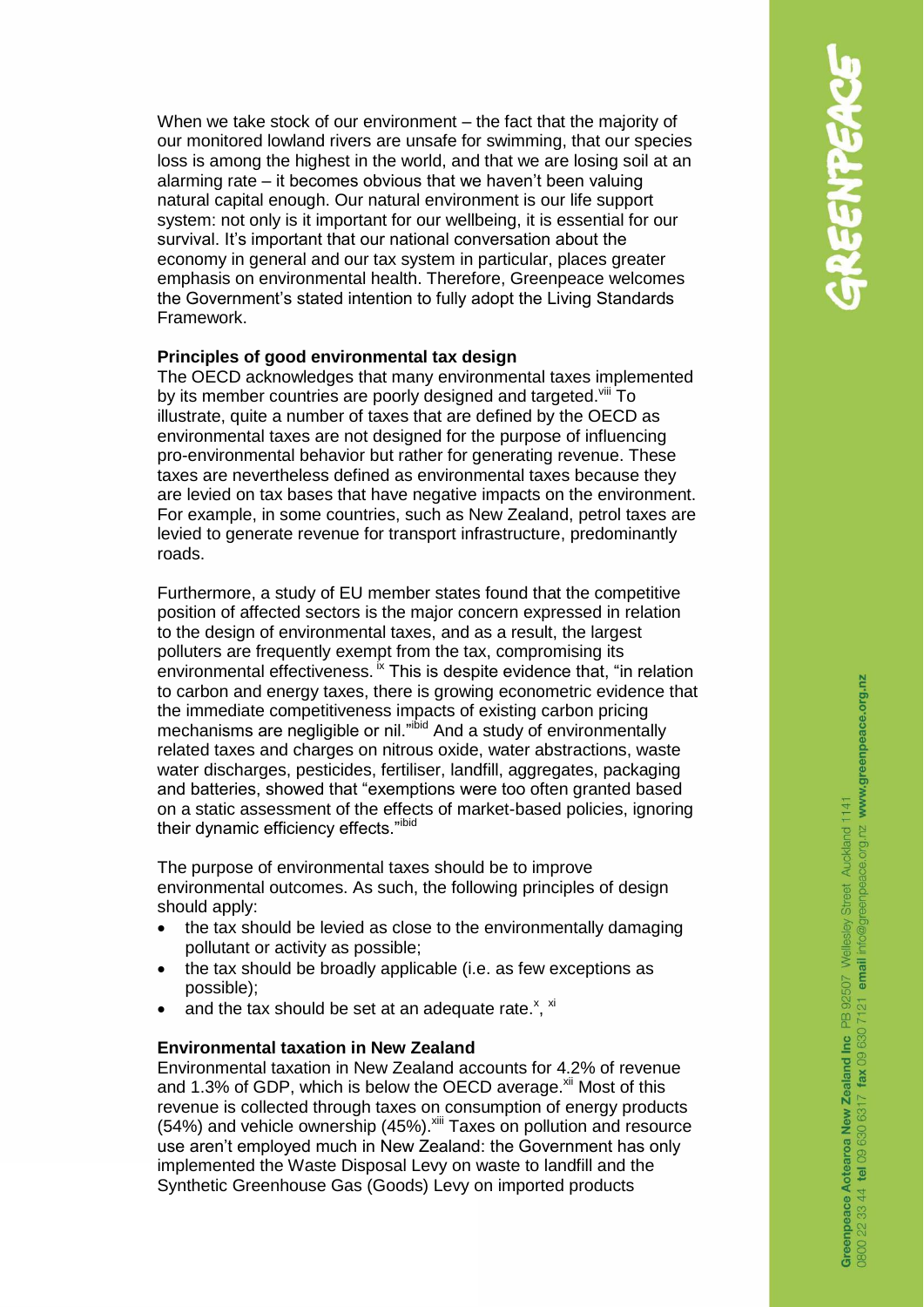When we take stock of our environment – the fact that the majority of our monitored lowland rivers are unsafe for swimming, that our species loss is among the highest in the world, and that we are losing soil at an alarming rate – it becomes obvious that we haven't been valuing natural capital enough. Our natural environment is our life support system: not only is it important for our wellbeing, it is essential for our survival. It's important that our national conversation about the economy in general and our tax system in particular, places greater emphasis on environmental health. Therefore, Greenpeace welcomes the Government's stated intention to fully adopt the Living Standards Framework.

**Principles of good environmental tax design**

The OECD acknowledges that many environmental taxes implemented by its member countries are poorly designed and targeted.[viii] To illustrate, quite a number of taxes that are defined by the OECD as environmental taxes are not designed for the purpose of influencing pro-environmental behavior but rather for generating revenue. These taxes are nevertheless defined as environmental taxes because they are levied on tax bases that have negative impacts on the environment. For example, in some countries, such as New Zealand, petrol taxes are levied to generate revenue for transport infrastructure, predominantly roads.

Furthermore, a study of EU member states found that the competitive position of affected sectors is the major concern expressed in relation to the design of environmental taxes, and as a result, the largest polluters are frequently exempt from the tax, compromising its environmental effectiveness.[ix] This is despite evidence that, "in relation to carbon and energy taxes, there is growing econometric evidence that the immediate competitiveness impacts of existing carbon pricing mechanisms are negligible or nil."[ibid] And a study of environmentally related taxes and charges on nitrous oxide, water abstractions, waste water discharges, pesticides, fertiliser, landfill, aggregates, packaging and batteries, showed that "exemptions were too often granted based on a static assessment of the effects of market-based policies, ignoring their dynamic efficiency effects."[ibid]

The purpose of environmental taxes should be to improve environmental outcomes. As such, the following principles of design should apply:

- the tax should be levied as close to the environmentally damaging pollutant or activity as possible;
- the tax should be broadly applicable (i.e. as few exceptions as possible);
- and the tax should be set at an adequate rate.[x], [xi]

**Environmental taxation in New Zealand**

Environmental taxation in New Zealand accounts for 4.2% of revenue and 1.3% of GDP, which is below the OECD average.[xii] Most of this revenue is collected through taxes on consumption of energy products (54%) and vehicle ownership (45%).[xiii] Taxes on pollution and resource use aren't employed much in New Zealand: the Government has only implemented the Waste Disposal Levy on waste to landfill and the Synthetic Greenhouse Gas (Goods) Levy on imported products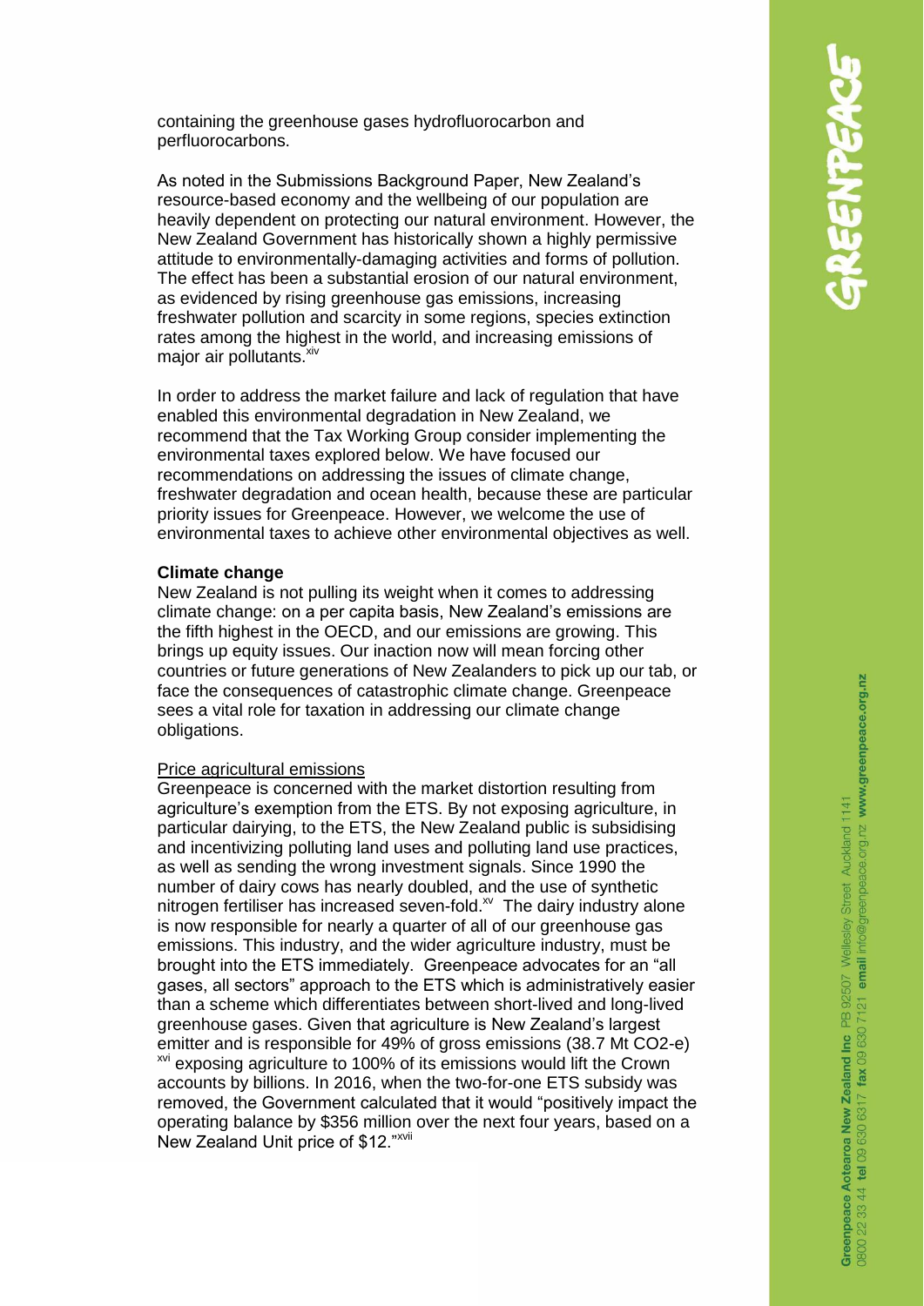containing the greenhouse gases hydrofluorocarbon and perfluorocarbons.

As noted in the Submissions Background Paper, New Zealand's resource-based economy and the wellbeing of our population are heavily dependent on protecting our natural environment. However, the New Zealand Government has historically shown a highly permissive attitude to environmentally-damaging activities and forms of pollution. The effect has been a substantial erosion of our natural environment, as evidenced by rising greenhouse gas emissions, increasing freshwater pollution and scarcity in some regions, species extinction rates among the highest in the world, and increasing emissions of major air pollutants.[xiv]

In order to address the market failure and lack of regulation that have enabled this environmental degradation in New Zealand, we recommend that the Tax Working Group consider implementing the environmental taxes explored below. We have focused our recommendations on addressing the issues of climate change, freshwater degradation and ocean health, because these are particular priority issues for Greenpeace. However, we welcome the use of environmental taxes to achieve other environmental objectives as well.

**Climate change**

New Zealand is not pulling its weight when it comes to addressing climate change: on a per capita basis, New Zealand's emissions are the fifth highest in the OECD, and our emissions are growing. This brings up equity issues. Our inaction now will mean forcing other countries or future generations of New Zealanders to pick up our tab, or face the consequences of catastrophic climate change. Greenpeace sees a vital role for taxation in addressing our climate change obligations.

Price agricultural emissions

Greenpeace is concerned with the market distortion resulting from agriculture's exemption from the ETS. By not exposing agriculture, in particular dairying, to the ETS, the New Zealand public is subsidising and incentivizing polluting land uses and polluting land use practices, as well as sending the wrong investment signals. Since 1990 the number of dairy cows has nearly doubled, and the use of synthetic nitrogen fertiliser has increased seven-fold.[xv] The dairy industry alone is now responsible for nearly a quarter of all of our greenhouse gas emissions. This industry, and the wider agriculture industry, must be brought into the ETS immediately. Greenpeace advocates for an "all gases, all sectors" approach to the ETS which is administratively easier than a scheme which differentiates between short-lived and long-lived greenhouse gases. Given that agriculture is New Zealand's largest emitter and is responsible for 49% of gross emissions (38.7 Mt $CO_2$-e)[xvi] exposing agriculture to 100% of its emissions would lift the Crown accounts by billions. In 2016, when the two-for-one ETS subsidy was removed, the Government calculated that it would "positively impact the operating balance by $356 million over the next four years, based on a New Zealand Unit price of $12."[xvii]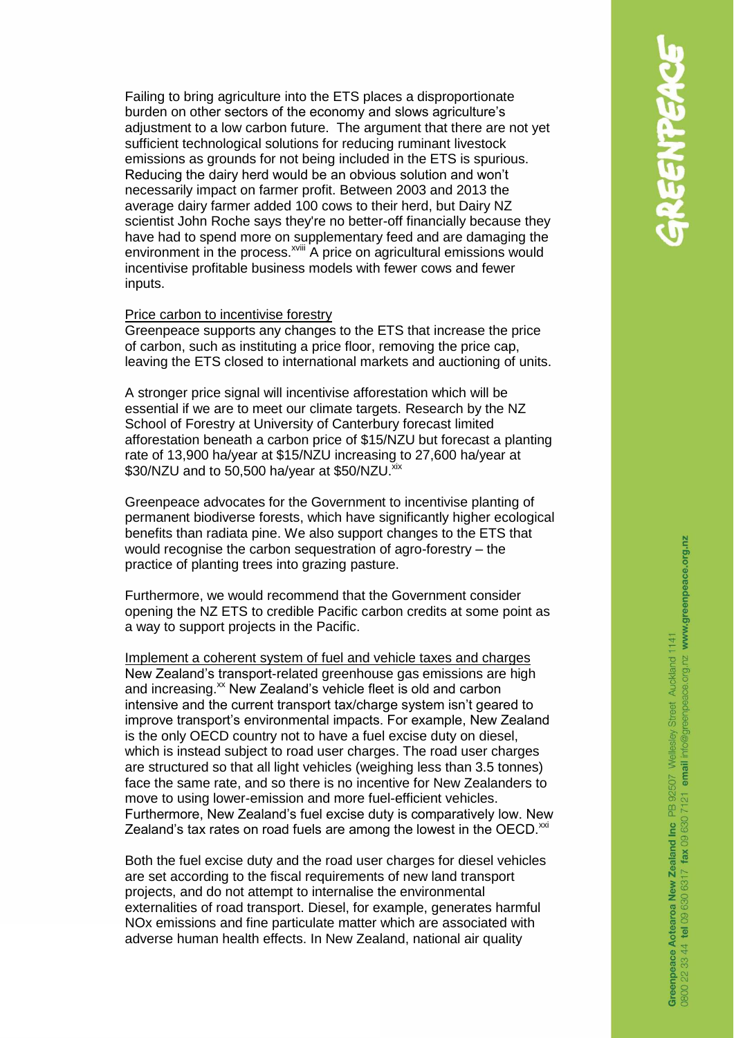Failing to bring agriculture into the ETS places a disproportionate burden on other sectors of the economy and slows agriculture's adjustment to a low carbon future. The argument that there are not yet sufficient technological solutions for reducing ruminant livestock emissions as grounds for not being included in the ETS is spurious. Reducing the dairy herd would be an obvious solution and won't necessarily impact on farmer profit. Between 2003 and 2013 the average dairy farmer added 100 cows to their herd, but Dairy NZ scientist John Roche says they're no better-off financially because they have had to spend more on supplementary feed and are damaging the environment in the process.[xviii] A price on agricultural emissions would incentivise profitable business models with fewer cows and fewer inputs.

<u>Price carbon to incentivise forestry</u>
Greenpeace supports any changes to the ETS that increase the price of carbon, such as instituting a price floor, removing the price cap, leaving the ETS closed to international markets and auctioning of units.

A stronger price signal will incentivise afforestation which will be essential if we are to meet our climate targets. Research by the NZ School of Forestry at University of Canterbury forecast limited afforestation beneath a carbon price of $15/NZU but forecast a planting rate of 13,900 ha/year at $15/NZU increasing to 27,600 ha/year at $30/NZU and to 50,500 ha/year at $50/NZU.[xix]

Greenpeace advocates for the Government to incentivise planting of permanent biodiverse forests, which have significantly higher ecological benefits than radiata pine. We also support changes to the ETS that would recognise the carbon sequestration of agro-forestry – the practice of planting trees into grazing pasture.

Furthermore, we would recommend that the Government consider opening the NZ ETS to credible Pacific carbon credits at some point as a way to support projects in the Pacific.

<u>Implement a coherent system of fuel and vehicle taxes and charges</u>
New Zealand's transport-related greenhouse gas emissions are high and increasing.[xx] New Zealand's vehicle fleet is old and carbon intensive and the current transport tax/charge system isn't geared to improve transport's environmental impacts. For example, New Zealand is the only OECD country not to have a fuel excise duty on diesel, which is instead subject to road user charges. The road user charges are structured so that all light vehicles (weighing less than 3.5 tonnes) face the same rate, and so there is no incentive for New Zealanders to move to using lower-emission and more fuel-efficient vehicles. Furthermore, New Zealand's fuel excise duty is comparatively low. New Zealand's tax rates on road fuels are among the lowest in the OECD.[xxi]

Both the fuel excise duty and the road user charges for diesel vehicles are set according to the fiscal requirements of new land transport projects, and do not attempt to internalise the environmental externalities of road transport. Diesel, for example, generates harmful NOx emissions and fine particulate matter which are associated with adverse human health effects. In New Zealand, national air quality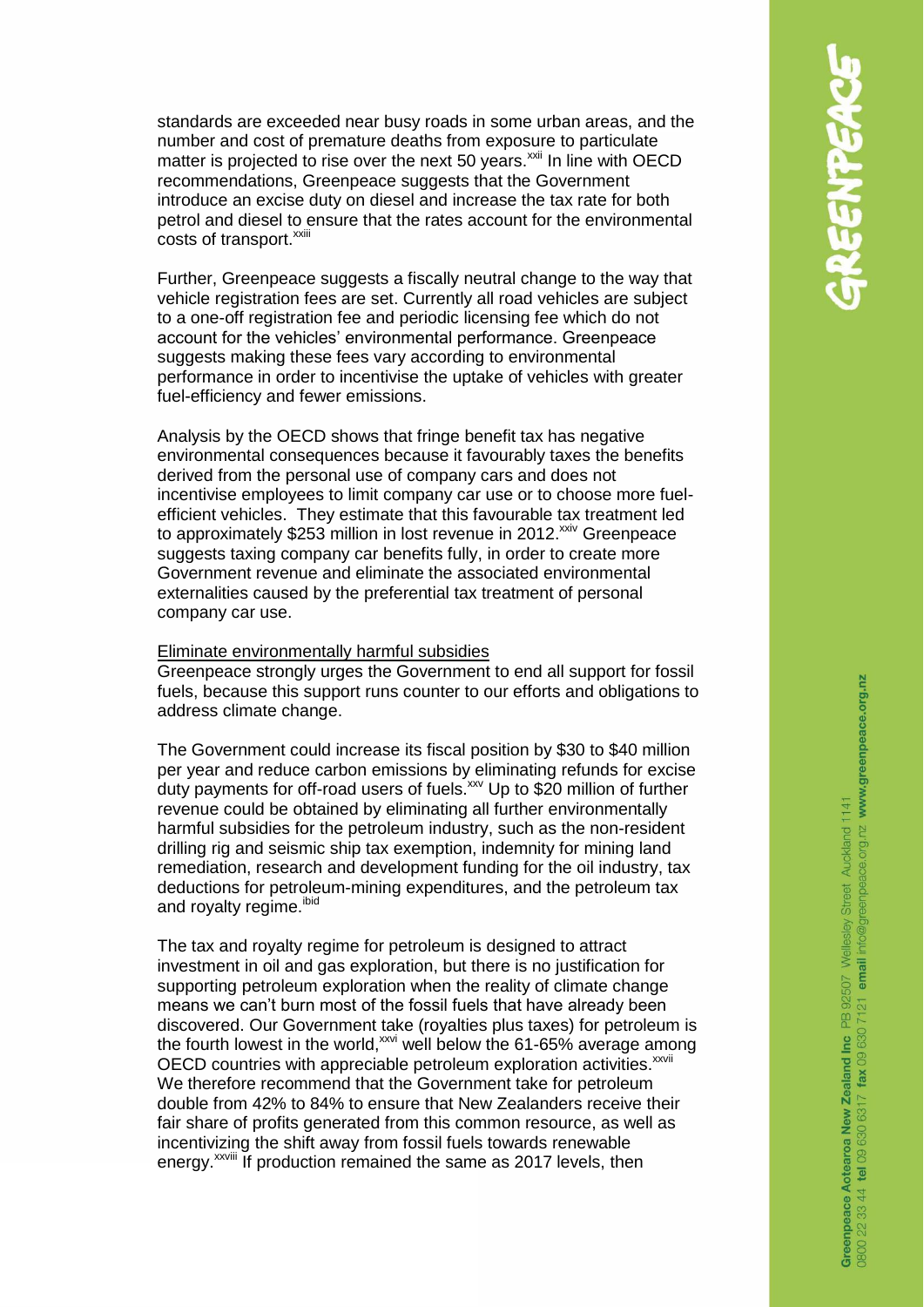standards are exceeded near busy roads in some urban areas, and the number and cost of premature deaths from exposure to particulate matter is projected to rise over the next 50 years.[xxii] In line with OECD recommendations, Greenpeace suggests that the Government introduce an excise duty on diesel and increase the tax rate for both petrol and diesel to ensure that the rates account for the environmental costs of transport.[xxiii]

Further, Greenpeace suggests a fiscally neutral change to the way that vehicle registration fees are set. Currently all road vehicles are subject to a one-off registration fee and periodic licensing fee which do not account for the vehicles' environmental performance. Greenpeace suggests making these fees vary according to environmental performance in order to incentivise the uptake of vehicles with greater fuel-efficiency and fewer emissions.

Analysis by the OECD shows that fringe benefit tax has negative environmental consequences because it favourably taxes the benefits derived from the personal use of company cars and does not incentivise employees to limit company car use or to choose more fuel-efficient vehicles. They estimate that this favourable tax treatment led to approximately $253 million in lost revenue in 2012.[xxiv] Greenpeace suggests taxing company car benefits fully, in order to create more Government revenue and eliminate the associated environmental externalities caused by the preferential tax treatment of personal company car use.

Eliminate environmentally harmful subsidies

Greenpeace strongly urges the Government to end all support for fossil fuels, because this support runs counter to our efforts and obligations to address climate change.

The Government could increase its fiscal position by $30 to $40 million per year and reduce carbon emissions by eliminating refunds for excise duty payments for off-road users of fuels.[xxv] Up to $20 million of further revenue could be obtained by eliminating all further environmentally harmful subsidies for the petroleum industry, such as the non-resident drilling rig and seismic ship tax exemption, indemnity for mining land remediation, research and development funding for the oil industry, tax deductions for petroleum-mining expenditures, and the petroleum tax and royalty regime.[ibid]

The tax and royalty regime for petroleum is designed to attract investment in oil and gas exploration, but there is no justification for supporting petroleum exploration when the reality of climate change means we can't burn most of the fossil fuels that have already been discovered. Our Government take (royalties plus taxes) for petroleum is the fourth lowest in the world,[xxvi] well below the 61-65% average among OECD countries with appreciable petroleum exploration activities.[xxvii] We therefore recommend that the Government take for petroleum double from 42% to 84% to ensure that New Zealanders receive their fair share of profits generated from this common resource, as well as incentivizing the shift away from fossil fuels towards renewable energy.[xxviii] If production remained the same as 2017 levels, then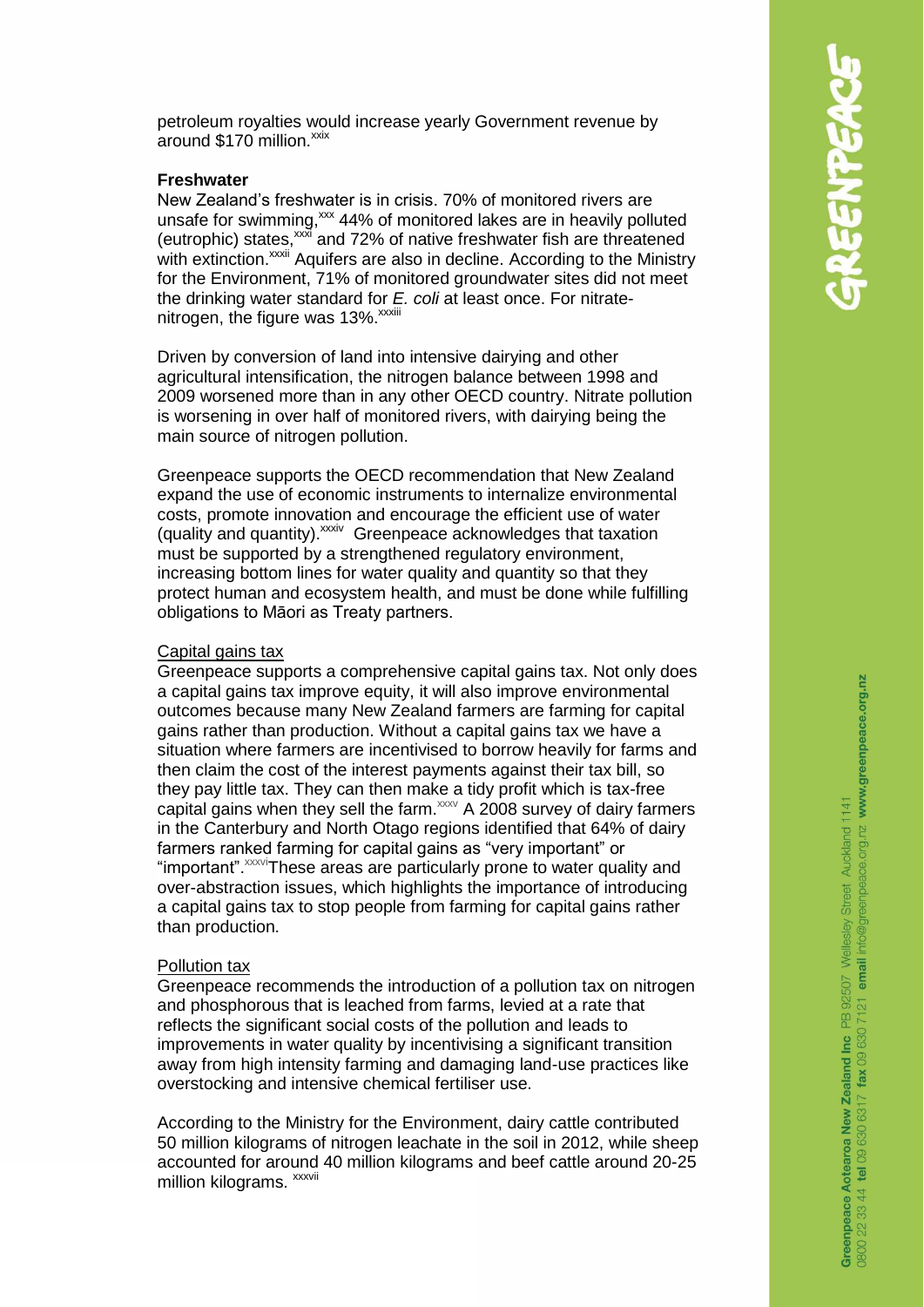petroleum royalties would increase yearly Government revenue by around $170 million.[xxix]

**Freshwater**

New Zealand's freshwater is in crisis. 70% of monitored rivers are unsafe for swimming,[xxx] 44% of monitored lakes are in heavily polluted (eutrophic) states,[xxxi] and 72% of native freshwater fish are threatened with extinction.[xxxii] Aquifers are also in decline. According to the Ministry for the Environment, 71% of monitored groundwater sites did not meet the drinking water standard for *E. coli* at least once. For nitrate-nitrogen, the figure was 13%.[xxxiii]

Driven by conversion of land into intensive dairying and other agricultural intensification, the nitrogen balance between 1998 and 2009 worsened more than in any other OECD country. Nitrate pollution is worsening in over half of monitored rivers, with dairying being the main source of nitrogen pollution.

Greenpeace supports the OECD recommendation that New Zealand expand the use of economic instruments to internalize environmental costs, promote innovation and encourage the efficient use of water (quality and quantity).[xxxiv] Greenpeace acknowledges that taxation must be supported by a strengthened regulatory environment, increasing bottom lines for water quality and quantity so that they protect human and ecosystem health, and must be done while fulfilling obligations to Māori as Treaty partners.

Capital gains tax

Greenpeace supports a comprehensive capital gains tax. Not only does a capital gains tax improve equity, it will also improve environmental outcomes because many New Zealand farmers are farming for capital gains rather than production. Without a capital gains tax we have a situation where farmers are incentivised to borrow heavily for farms and then claim the cost of the interest payments against their tax bill, so they pay little tax. They can then make a tidy profit which is tax-free capital gains when they sell the farm.[xxxv] A 2008 survey of dairy farmers in the Canterbury and North Otago regions identified that 64% of dairy farmers ranked farming for capital gains as "very important" or "important".[xxxvi] These areas are particularly prone to water quality and over-abstraction issues, which highlights the importance of introducing a capital gains tax to stop people from farming for capital gains rather than production.

Pollution tax

Greenpeace recommends the introduction of a pollution tax on nitrogen and phosphorous that is leached from farms, levied at a rate that reflects the significant social costs of the pollution and leads to improvements in water quality by incentivising a significant transition away from high intensity farming and damaging land-use practices like overstocking and intensive chemical fertiliser use.

According to the Ministry for the Environment, dairy cattle contributed 50 million kilograms of nitrogen leachate in the soil in 2012, while sheep accounted for around 40 million kilograms and beef cattle around 20-25 million kilograms. [xxxvii]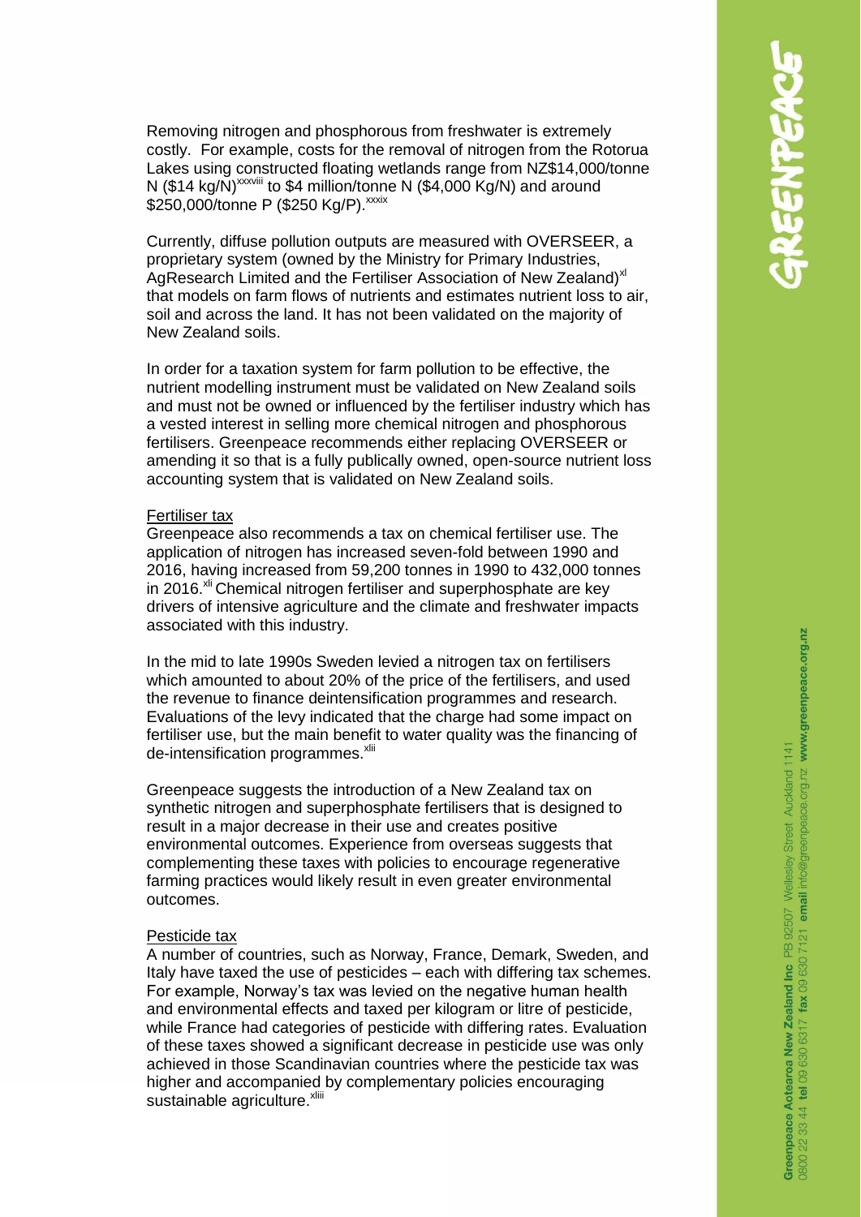Removing nitrogen and phosphorous from freshwater is extremely costly. For example, costs for the removal of nitrogen from the Rotorua Lakes using constructed floating wetlands range from NZ$14,000/tonne N ($14 kg/N)[xxxviii] to $4 million/tonne N ($4,000 Kg/N) and around $250,000/tonne P ($250 Kg/P).[xxxix]

Currently, diffuse pollution outputs are measured with OVERSEER, a proprietary system (owned by the Ministry for Primary Industries, AgResearch Limited and the Fertiliser Association of New Zealand)[xl] that models on farm flows of nutrients and estimates nutrient loss to air, soil and across the land. It has not been validated on the majority of New Zealand soils.

In order for a taxation system for farm pollution to be effective, the nutrient modelling instrument must be validated on New Zealand soils and must not be owned or influenced by the fertiliser industry which has a vested interest in selling more chemical nitrogen and phosphorous fertilisers. Greenpeace recommends either replacing OVERSEER or amending it so that is a fully publically owned, open-source nutrient loss accounting system that is validated on New Zealand soils.

Fertiliser tax

Greenpeace also recommends a tax on chemical fertiliser use. The application of nitrogen has increased seven-fold between 1990 and 2016, having increased from 59,200 tonnes in 1990 to 432,000 tonnes in 2016.[xli] Chemical nitrogen fertiliser and superphosphate are key drivers of intensive agriculture and the climate and freshwater impacts associated with this industry.

In the mid to late 1990s Sweden levied a nitrogen tax on fertilisers which amounted to about 20% of the price of the fertilisers, and used the revenue to finance deintensification programmes and research. Evaluations of the levy indicated that the charge had some impact on fertiliser use, but the main benefit to water quality was the financing of de-intensification programmes.[xlii]

Greenpeace suggests the introduction of a New Zealand tax on synthetic nitrogen and superphosphate fertilisers that is designed to result in a major decrease in their use and creates positive environmental outcomes. Experience from overseas suggests that complementing these taxes with policies to encourage regenerative farming practices would likely result in even greater environmental outcomes.

Pesticide tax

A number of countries, such as Norway, France, Demark, Sweden, and Italy have taxed the use of pesticides – each with differing tax schemes. For example, Norway's tax was levied on the negative human health and environmental effects and taxed per kilogram or litre of pesticide, while France had categories of pesticide with differing rates. Evaluation of these taxes showed a significant decrease in pesticide use was only achieved in those Scandinavian countries where the pesticide tax was higher and accompanied by complementary policies encouraging sustainable agriculture.[xliii]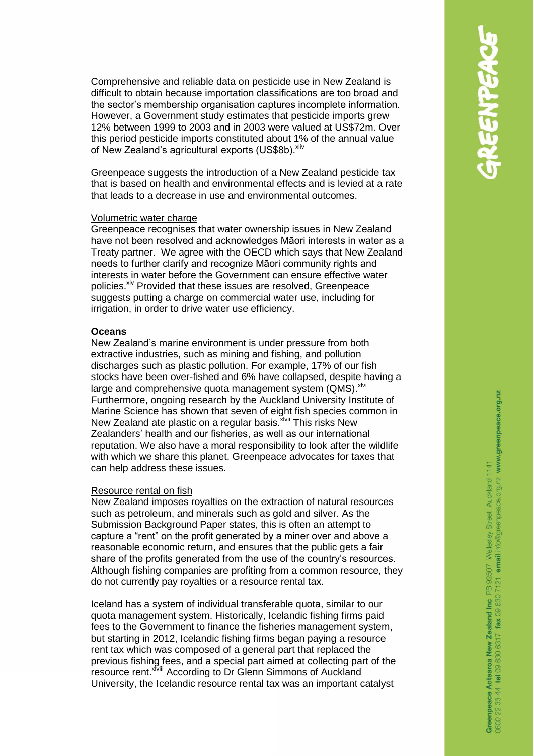Comprehensive and reliable data on pesticide use in New Zealand is difficult to obtain because importation classifications are too broad and the sector's membership organisation captures incomplete information. However, a Government study estimates that pesticide imports grew 12% between 1999 to 2003 and in 2003 were valued at US$72m. Over this period pesticide imports constituted about 1% of the annual value of New Zealand's agricultural exports (US$8b).[xliv]

Greenpeace suggests the introduction of a New Zealand pesticide tax that is based on health and environmental effects and is levied at a rate that leads to a decrease in use and environmental outcomes.

Volumetric water charge

Greenpeace recognises that water ownership issues in New Zealand have not been resolved and acknowledges Māori interests in water as a Treaty partner. We agree with the OECD which says that New Zealand needs to further clarify and recognize Māori community rights and interests in water before the Government can ensure effective water policies.[xlv] Provided that these issues are resolved, Greenpeace suggests putting a charge on commercial water use, including for irrigation, in order to drive water use efficiency.

**Oceans**

New Zealand's marine environment is under pressure from both extractive industries, such as mining and fishing, and pollution discharges such as plastic pollution. For example, 17% of our fish stocks have been over-fished and 6% have collapsed, despite having a large and comprehensive quota management system (QMS).[xlvi] Furthermore, ongoing research by the Auckland University Institute of Marine Science has shown that seven of eight fish species common in New Zealand ate plastic on a regular basis.[xlvii] This risks New Zealanders' health and our fisheries, as well as our international reputation. We also have a moral responsibility to look after the wildlife with which we share this planet. Greenpeace advocates for taxes that can help address these issues.

Resource rental on fish

New Zealand imposes royalties on the extraction of natural resources such as petroleum, and minerals such as gold and silver. As the Submission Background Paper states, this is often an attempt to capture a "rent" on the profit generated by a miner over and above a reasonable economic return, and ensures that the public gets a fair share of the profits generated from the use of the country's resources. Although fishing companies are profiting from a common resource, they do not currently pay royalties or a resource rental tax.

Iceland has a system of individual transferable quota, similar to our quota management system. Historically, Icelandic fishing firms paid fees to the Government to finance the fisheries management system, but starting in 2012, Icelandic fishing firms began paying a resource rent tax which was composed of a general part that replaced the previous fishing fees, and a special part aimed at collecting part of the resource rent.[xlviii] According to Dr Glenn Simmons of Auckland University, the Icelandic resource rental tax was an important catalyst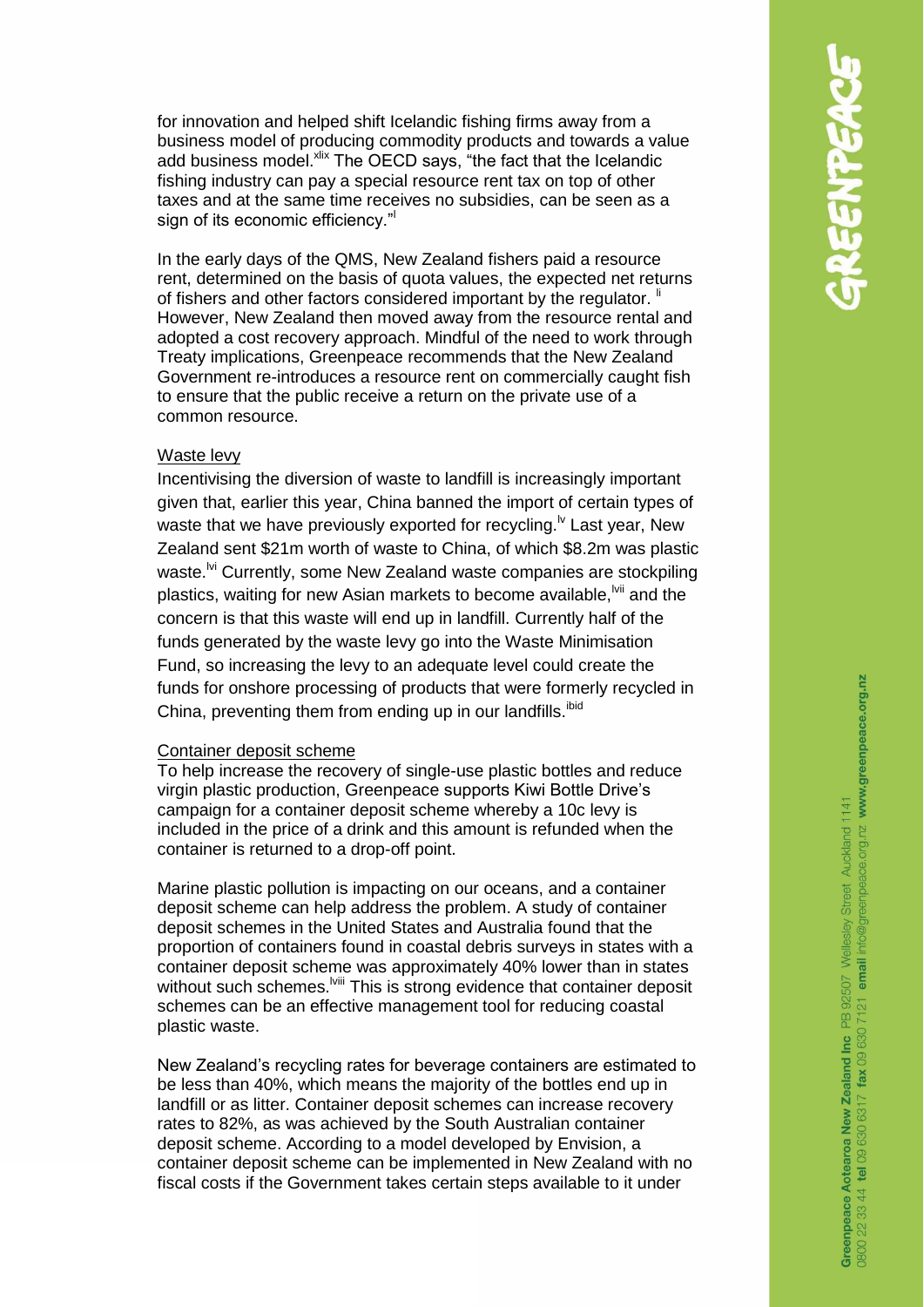for innovation and helped shift Icelandic fishing firms away from a business model of producing commodity products and towards a value add business model.[xlix] The OECD says, "the fact that the Icelandic fishing industry can pay a special resource rent tax on top of other taxes and at the same time receives no subsidies, can be seen as a sign of its economic efficiency."[l]

In the early days of the QMS, New Zealand fishers paid a resource rent, determined on the basis of quota values, the expected net returns of fishers and other factors considered important by the regulator.[li] However, New Zealand then moved away from the resource rental and adopted a cost recovery approach. Mindful of the need to work through Treaty implications, Greenpeace recommends that the New Zealand Government re-introduces a resource rent on commercially caught fish to ensure that the public receive a return on the private use of a common resource.

Waste levy

Incentivising the diversion of waste to landfill is increasingly important given that, earlier this year, China banned the import of certain types of waste that we have previously exported for recycling.[lv] Last year, New Zealand sent $21m worth of waste to China, of which $8.2m was plastic waste.[lvi] Currently, some New Zealand waste companies are stockpiling plastics, waiting for new Asian markets to become available,[lvii] and the concern is that this waste will end up in landfill. Currently half of the funds generated by the waste levy go into the Waste Minimisation Fund, so increasing the levy to an adequate level could create the funds for onshore processing of products that were formerly recycled in China, preventing them from ending up in our landfills.[ibid]

Container deposit scheme

To help increase the recovery of single-use plastic bottles and reduce virgin plastic production, Greenpeace supports Kiwi Bottle Drive's campaign for a container deposit scheme whereby a 10c levy is included in the price of a drink and this amount is refunded when the container is returned to a drop-off point.

Marine plastic pollution is impacting on our oceans, and a container deposit scheme can help address the problem. A study of container deposit schemes in the United States and Australia found that the proportion of containers found in coastal debris surveys in states with a container deposit scheme was approximately 40% lower than in states without such schemes.[lviii] This is strong evidence that container deposit schemes can be an effective management tool for reducing coastal plastic waste.

New Zealand's recycling rates for beverage containers are estimated to be less than 40%, which means the majority of the bottles end up in landfill or as litter. Container deposit schemes can increase recovery rates to 82%, as was achieved by the South Australian container deposit scheme. According to a model developed by Envision, a container deposit scheme can be implemented in New Zealand with no fiscal costs if the Government takes certain steps available to it under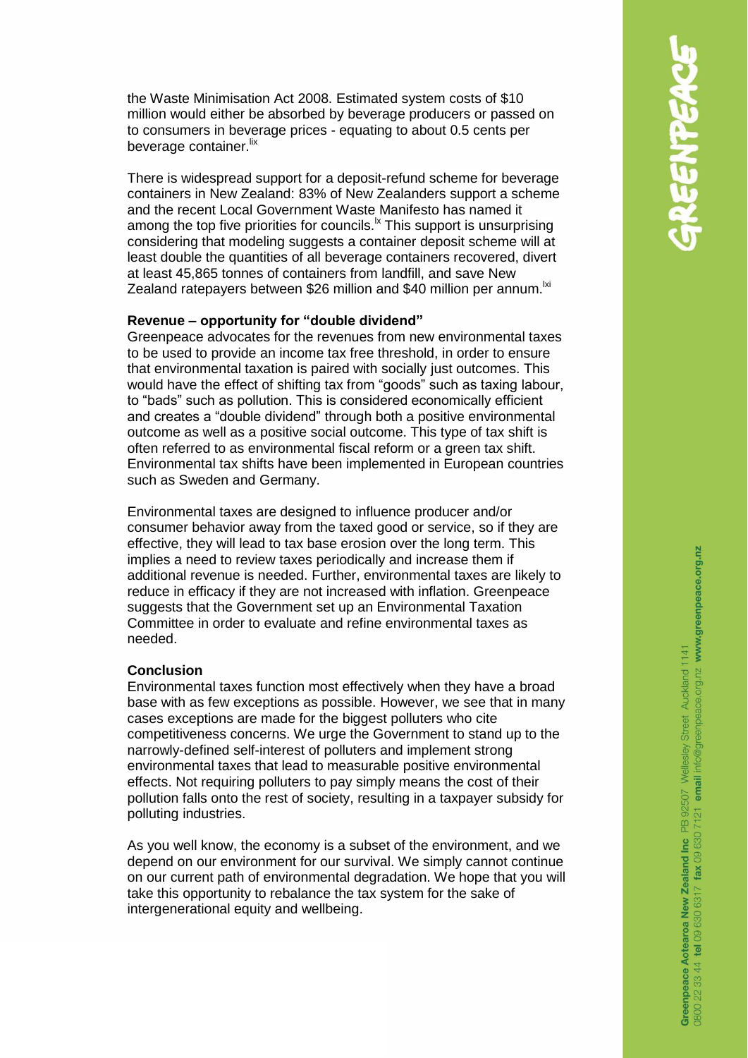the Waste Minimisation Act 2008. Estimated system costs of $10 million would either be absorbed by beverage producers or passed on to consumers in beverage prices - equating to about 0.5 cents per beverage container.[lix]

There is widespread support for a deposit-refund scheme for beverage containers in New Zealand: 83% of New Zealanders support a scheme and the recent Local Government Waste Manifesto has named it among the top five priorities for councils.[lx] This support is unsurprising considering that modeling suggests a container deposit scheme will at least double the quantities of all beverage containers recovered, divert at least 45,865 tonnes of containers from landfill, and save New Zealand ratepayers between $26 million and $40 million per annum.[lxi]

**Revenue – opportunity for "double dividend"**

Greenpeace advocates for the revenues from new environmental taxes to be used to provide an income tax free threshold, in order to ensure that environmental taxation is paired with socially just outcomes. This would have the effect of shifting tax from "goods" such as taxing labour, to "bads" such as pollution. This is considered economically efficient and creates a "double dividend" through both a positive environmental outcome as well as a positive social outcome. This type of tax shift is often referred to as environmental fiscal reform or a green tax shift. Environmental tax shifts have been implemented in European countries such as Sweden and Germany.

Environmental taxes are designed to influence producer and/or consumer behavior away from the taxed good or service, so if they are effective, they will lead to tax base erosion over the long term. This implies a need to review taxes periodically and increase them if additional revenue is needed. Further, environmental taxes are likely to reduce in efficacy if they are not increased with inflation. Greenpeace suggests that the Government set up an Environmental Taxation Committee in order to evaluate and refine environmental taxes as needed.

**Conclusion**

Environmental taxes function most effectively when they have a broad base with as few exceptions as possible. However, we see that in many cases exceptions are made for the biggest polluters who cite competitiveness concerns. We urge the Government to stand up to the narrowly-defined self-interest of polluters and implement strong environmental taxes that lead to measurable positive environmental effects. Not requiring polluters to pay simply means the cost of their pollution falls onto the rest of society, resulting in a taxpayer subsidy for polluting industries.

As you well know, the economy is a subset of the environment, and we depend on our environment for our survival. We simply cannot continue on our current path of environmental degradation. We hope that you will take this opportunity to rebalance the tax system for the sake of intergenerational equity and wellbeing.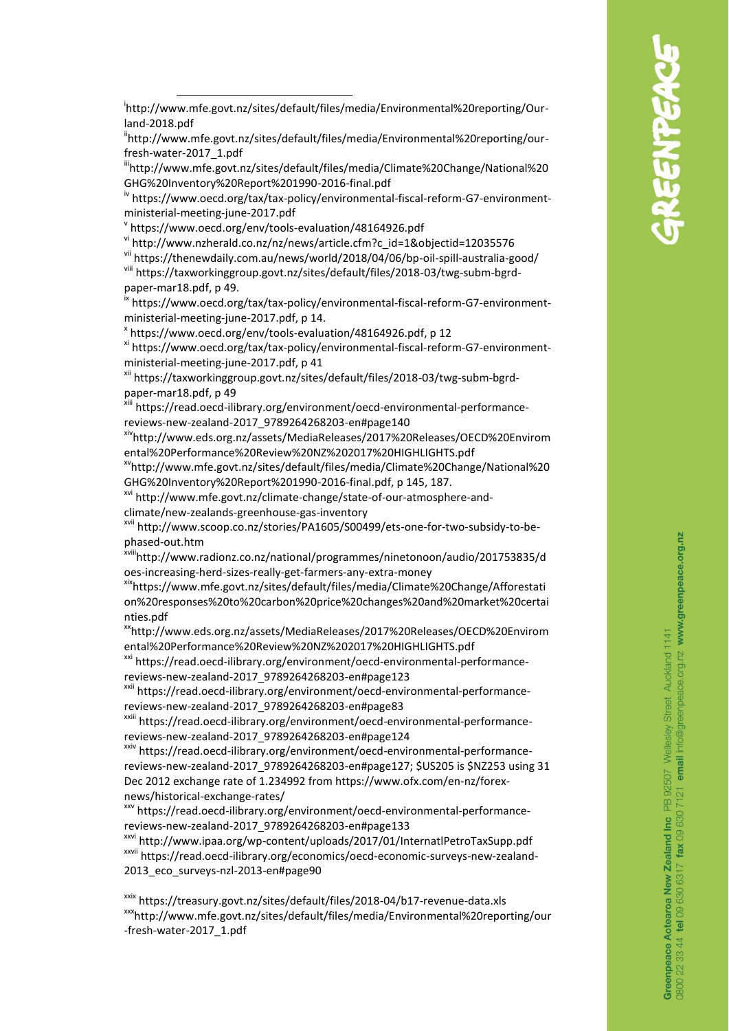[i]http://www.mfe.govt.nz/sites/default/files/media/Environmental%20reporting/Our-land-2018.pdf

[ii]http://www.mfe.govt.nz/sites/default/files/media/Environmental%20reporting/our-fresh-water-2017_1.pdf

[iii]http://www.mfe.govt.nz/sites/default/files/media/Climate%20Change/National%20GHG%20Inventory%20Report%201990-2016-final.pdf

[iv] https://www.oecd.org/tax/tax-policy/environmental-fiscal-reform-G7-environment-ministerial-meeting-june-2017.pdf

[v] https://www.oecd.org/env/tools-evaluation/48164926.pdf

[vi] http://www.nzherald.co.nz/nz/news/article.cfm?c_id=1&objectid=12035576

[vii] https://thenewdaily.com.au/news/world/2018/04/06/bp-oil-spill-australia-good/

[viii] https://taxworkinggroup.govt.nz/sites/default/files/2018-03/twg-subm-bgrd-paper-mar18.pdf, p 49.

[ix] https://www.oecd.org/tax/tax-policy/environmental-fiscal-reform-G7-environment-ministerial-meeting-june-2017.pdf, p 14.

[x] https://www.oecd.org/env/tools-evaluation/48164926.pdf, p 12

[xi] https://www.oecd.org/tax/tax-policy/environmental-fiscal-reform-G7-environment-ministerial-meeting-june-2017.pdf, p 41

[xii] https://taxworkinggroup.govt.nz/sites/default/files/2018-03/twg-subm-bgrd-paper-mar18.pdf, p 49

[xiii] https://read.oecd-ilibrary.org/environment/oecd-environmental-performance-reviews-new-zealand-2017_9789264268203-en#page140

[xiv]http://www.eds.org.nz/assets/MediaReleases/2017%20Releases/OECD%20Environmental%20Performance%20Review%20NZ%202017%20HIGHLIGHTS.pdf

[xv]http://www.mfe.govt.nz/sites/default/files/media/Climate%20Change/National%20GHG%20Inventory%20Report%201990-2016-final.pdf, p 145, 187.

[xvi] http://www.mfe.govt.nz/climate-change/state-of-our-atmosphere-and-climate/new-zealands-greenhouse-gas-inventory

[xvii] http://www.scoop.co.nz/stories/PA1605/S00499/ets-one-for-two-subsidy-to-be-phased-out.htm

[xviii]http://www.radionz.co.nz/national/programmes/ninetonoon/audio/201753835/does-increasing-herd-sizes-really-get-farmers-any-extra-money

[xix]https://www.mfe.govt.nz/sites/default/files/media/Climate%20Change/Afforestation%20responses%20to%20carbon%20price%20changes%20and%20market%20certainties.pdf

[xx]http://www.eds.org.nz/assets/MediaReleases/2017%20Releases/OECD%20Environmental%20Performance%20Review%20NZ%202017%20HIGHLIGHTS.pdf

[xxi] https://read.oecd-ilibrary.org/environment/oecd-environmental-performance-reviews-new-zealand-2017_9789264268203-en#page123

[xxii] https://read.oecd-ilibrary.org/environment/oecd-environmental-performance-reviews-new-zealand-2017_9789264268203-en#page83

[xxiii] https://read.oecd-ilibrary.org/environment/oecd-environmental-performance-reviews-new-zealand-2017_9789264268203-en#page124

[xxiv] https://read.oecd-ilibrary.org/environment/oecd-environmental-performance-reviews-new-zealand-2017_9789264268203-en#page127; $US205 is $NZ253 using 31 Dec 2012 exchange rate of 1.234992 from https://www.ofx.com/en-nz/forex-news/historical-exchange-rates/

[xxv] https://read.oecd-ilibrary.org/environment/oecd-environmental-performance-reviews-new-zealand-2017_9789264268203-en#page133

[xxvi] http://www.ipaa.org/wp-content/uploads/2017/01/InternatlPetroTaxSupp.pdf

[xxvii] https://read.oecd-ilibrary.org/economics/oecd-economic-surveys-new-zealand-2013_eco_surveys-nzl-2013-en#page90

[xxix] https://treasury.govt.nz/sites/default/files/2018-04/b17-revenue-data.xls

[xxx]http://www.mfe.govt.nz/sites/default/files/media/Environmental%20reporting/our-fresh-water-2017_1.pdf

**Greenpeace Aotearoa New Zealand Inc** PB 92507 Wellesley Street Auckland 1141
0800 22 33 44 **tel** 09 630 6317 **fax** 09 630 7121 **email** info@greenpeace.org.nz **www.greenpeace.org.nz**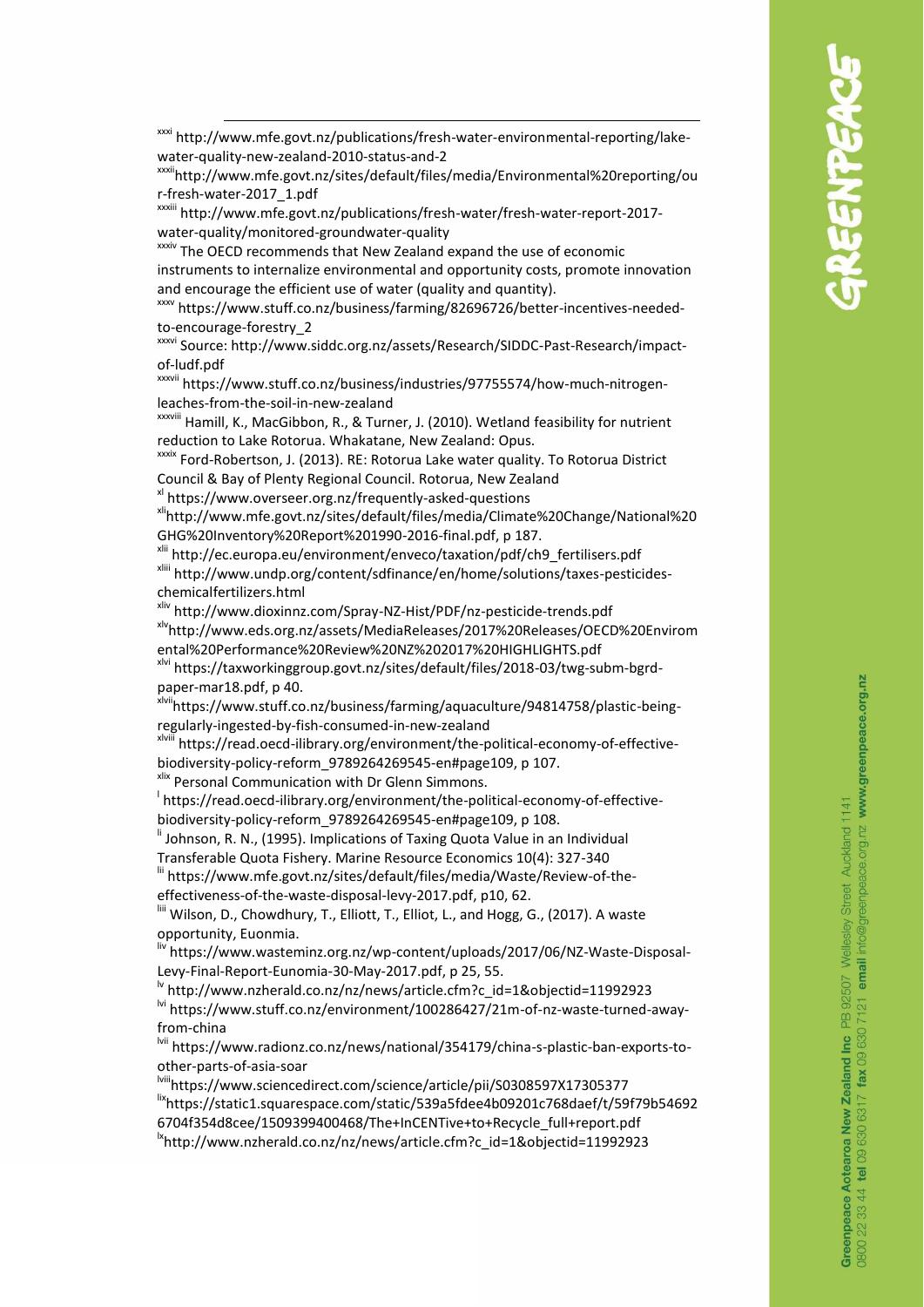[xxxi] http://www.mfe.govt.nz/publications/fresh-water-environmental-reporting/lake-water-quality-new-zealand-2010-status-and-2

[xxxii] http://www.mfe.govt.nz/sites/default/files/media/Environmental%20reporting/our-fresh-water-2017_1.pdf

[xxxiii] http://www.mfe.govt.nz/publications/fresh-water/fresh-water-report-2017-water-quality/monitored-groundwater-quality

[xxxiv] The OECD recommends that New Zealand expand the use of economic instruments to internalize environmental and opportunity costs, promote innovation and encourage the efficient use of water (quality and quantity).

[xxxv] https://www.stuff.co.nz/business/farming/82696726/better-incentives-needed-to-encourage-forestry_2

[xxxvi] Source: http://www.siddc.org.nz/assets/Research/SIDDC-Past-Research/impact-of-ludf.pdf

[xxxvii] https://www.stuff.co.nz/business/industries/97755574/how-much-nitrogen-leaches-from-the-soil-in-new-zealand

[xxxviii] Hamill, K., MacGibbon, R., & Turner, J. (2010). Wetland feasibility for nutrient reduction to Lake Rotorua. Whakatane, New Zealand: Opus.

[xxxix] Ford-Robertson, J. (2013). RE: Rotorua Lake water quality. To Rotorua District Council & Bay of Plenty Regional Council. Rotorua, New Zealand

[xl] https://www.overseer.org.nz/frequently-asked-questions

[xli] http://www.mfe.govt.nz/sites/default/files/media/Climate%20Change/National%20GHG%20Inventory%20Report%201990-2016-final.pdf, p 187.

[xlii] http://ec.europa.eu/environment/enveco/taxation/pdf/ch9_fertilisers.pdf

[xliii] http://www.undp.org/content/sdfinance/en/home/solutions/taxes-pesticides-chemicalfertilizers.html

[xliv] http://www.dioxinnz.com/Spray-NZ-Hist/PDF/nz-pesticide-trends.pdf

[xlv] http://www.eds.org.nz/assets/MediaReleases/2017%20Releases/OECD%20Enviromental%20Performance%20Review%20NZ%202017%20HIGHLIGHTS.pdf

[xlvi] https://taxworkinggroup.govt.nz/sites/default/files/2018-03/twg-subm-bgrd-paper-mar18.pdf, p 40.

[xlvii] https://www.stuff.co.nz/business/farming/aquaculture/94814758/plastic-being-regularly-ingested-by-fish-consumed-in-new-zealand

[xlviii] https://read.oecd-ilibrary.org/environment/the-political-economy-of-effective-biodiversity-policy-reform_9789264269545-en#page109, p 107.

[xlix] Personal Communication with Dr Glenn Simmons.

[l] https://read.oecd-ilibrary.org/environment/the-political-economy-of-effective-biodiversity-policy-reform_9789264269545-en#page109, p 108.

[li] Johnson, R. N., (1995). Implications of Taxing Quota Value in an Individual Transferable Quota Fishery. Marine Resource Economics 10(4): 327-340

[lii] https://www.mfe.govt.nz/sites/default/files/media/Waste/Review-of-the-effectiveness-of-the-waste-disposal-levy-2017.pdf, p10, 62.

[liii] Wilson, D., Chowdhury, T., Elliott, T., Elliot, L., and Hogg, G., (2017). A waste opportunity, Euonmia.

[liv] https://www.wasteminz.org.nz/wp-content/uploads/2017/06/NZ-Waste-Disposal-Levy-Final-Report-Eunomia-30-May-2017.pdf, p 25, 55.

[lv] http://www.nzherald.co.nz/nz/news/article.cfm?c_id=1&objectid=11992923

[lvi] https://www.stuff.co.nz/environment/100286427/21m-of-nz-waste-turned-away-from-china

[lvii] https://www.radionz.co.nz/news/national/354179/china-s-plastic-ban-exports-to-other-parts-of-asia-soar

[lviii] https://www.sciencedirect.com/science/article/pii/S0308597X17305377

[lix] https://static1.squarespace.com/static/539a5fdee4b09201c768daef/t/59f79b546926704f354d8cee/1509399400468/The+InCENTive+to+Recycle_full+report.pdf

[lx] http://www.nzherald.co.nz/nz/news/article.cfm?c_id=1&objectid=11992923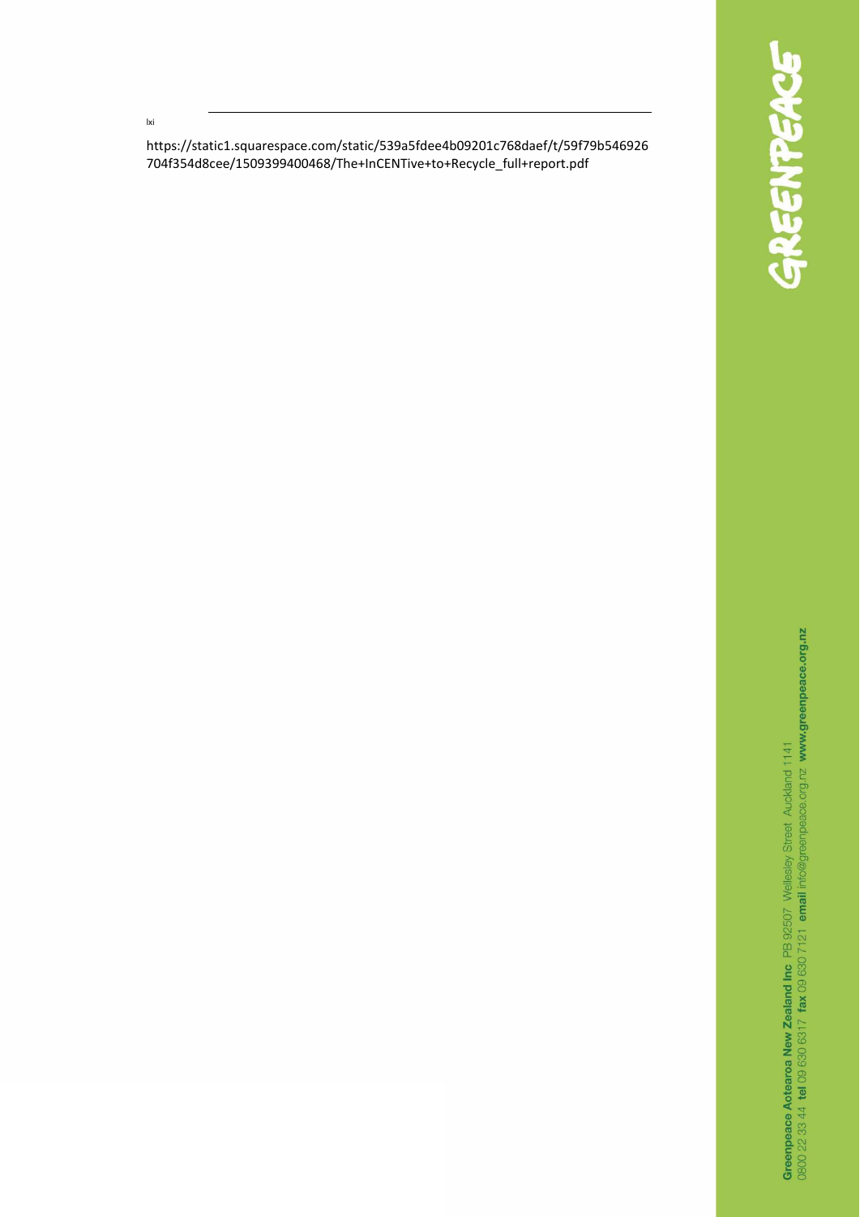lxi https://static1.squarespace.com/static/539a5fdee4b09201c768daef/t/59f79b546926704f354d8cee/1509399400468/The+InCENTive+to+Recycle_full+report.pdf

GREENPEACE

**Greenpeace Aotearoa New Zealand Inc** PB 92507 Wellesley Street Auckland 1141
0800 22 33 44 **tel** 09 630 6317 **fax** 09 630 7121 **email** info@greenpeace.org.nz **www.greenpeace.org.nz**